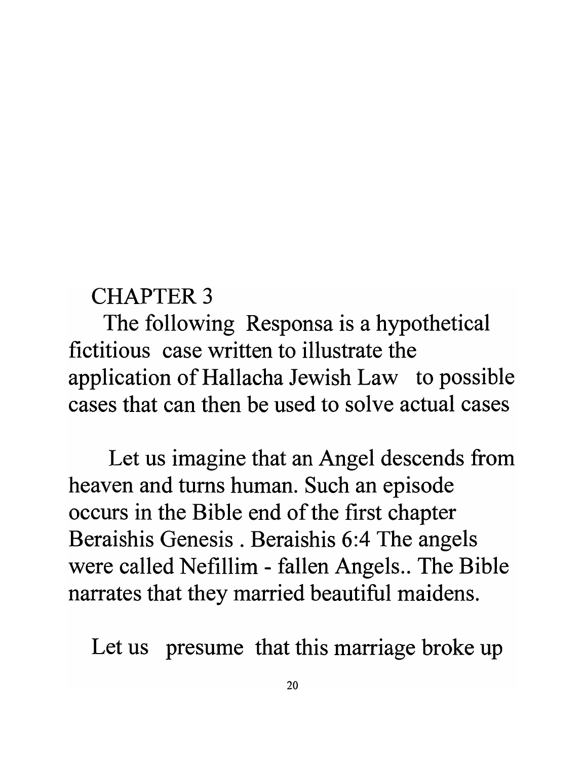# CHAPTER 3

The following Responsa is a hypothetical fictitious case written to illustrate the application of Hallacha Jewish Law to possible cases that can then be used to solve actual cases

Let us imagine that an Angel descends from heaven and turns human. Such an episode occurs in the Bible end of the first chapter Beraishis Genesis . Beraishis 6:4 The angels were called Nefillim - fallen Angels.. The Bible narrates that they married beautiful maidens.

Let us presume that this marriage broke up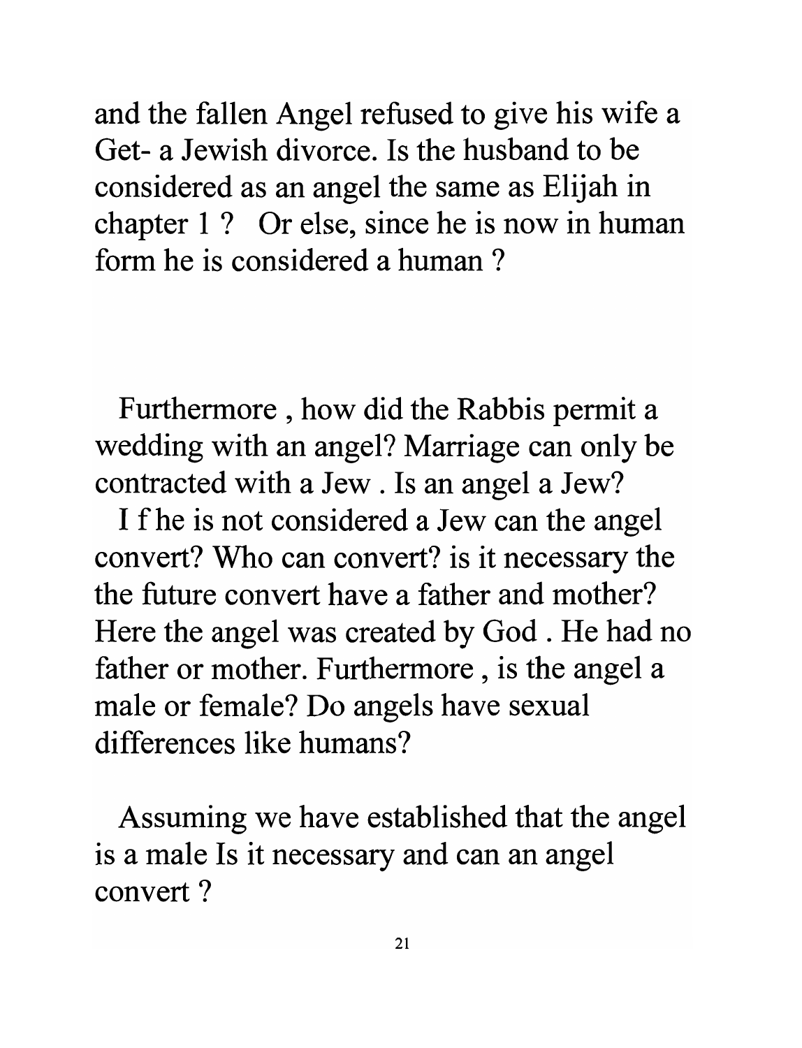and the fallen Angel refused to give his wife a Get- a Jewish divorce. Is the husband to be considered as an angel the same as Elijah in chapter 1 ? Or else, since he is now in human form he is considered a human ?

Furthermore , how did the Rabbis permit a wedding with an angel? Marriage can only be contracted with a Jew . Is an angel a Jew?

I f he is not considered a Jew can the angel convert? Who can convert? is it necessary the the future convert have a father and mother? Here the angel was created by God . He had no father or mother. Furthermore , is the angel a male or female? Do angels have sexual differences like humans?

Assuming we have established that the angel is a male Is it necessary and can an angel convert ?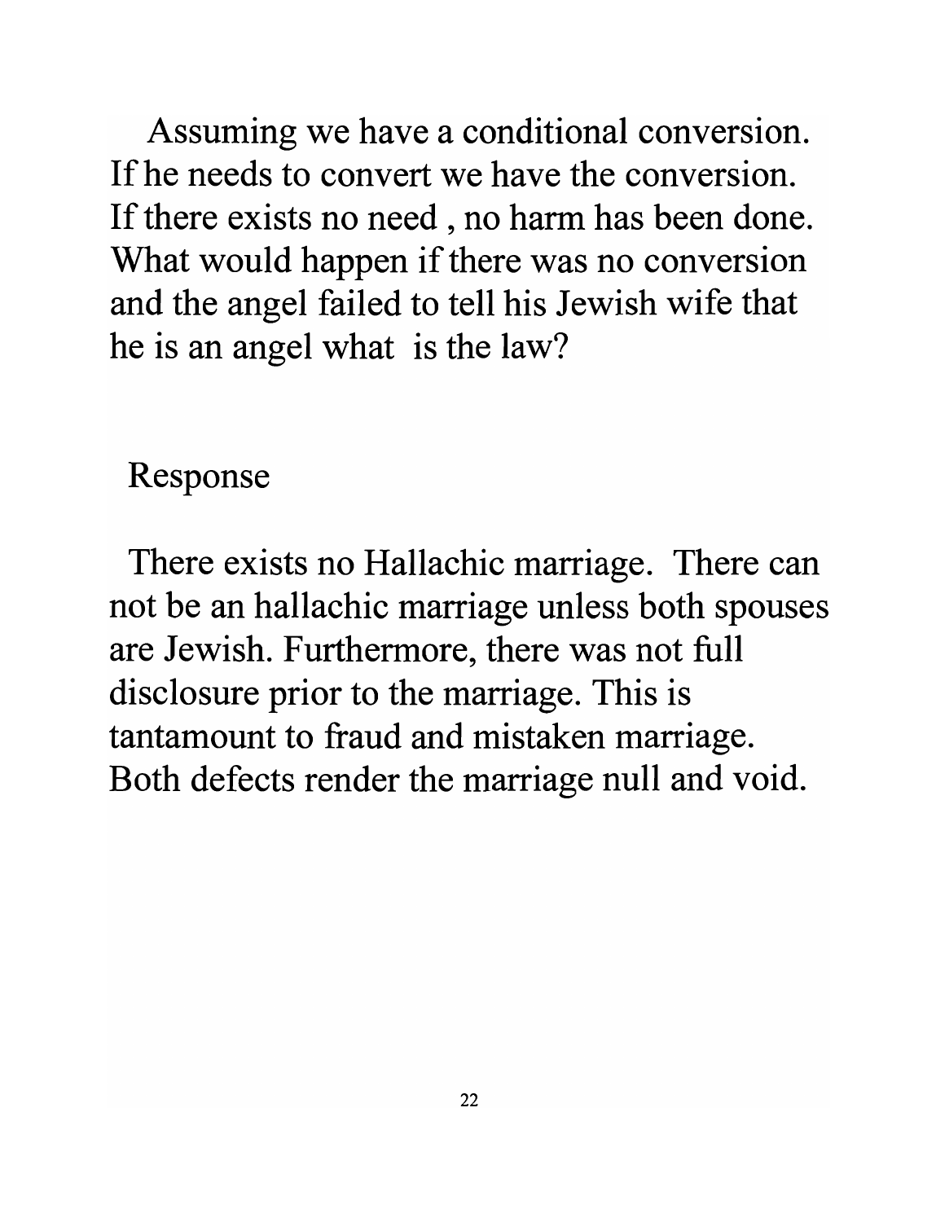Assuming we have a conditional conversion. If he needs to convert we have the conversion. If there exists no need , no harm has been done. What would happen if there was no conversion and the angel failed to tell his Jewish wife that he is an angel what is the law?

Response

There exists no Hallachic marriage. There can not be an hallachic marriage unless both spouses are Jewish. Furthermore, there was not full disclosure prior to the marriage. This is tantamount to fraud and mistaken marriage. Both defects render the marriage null and void.